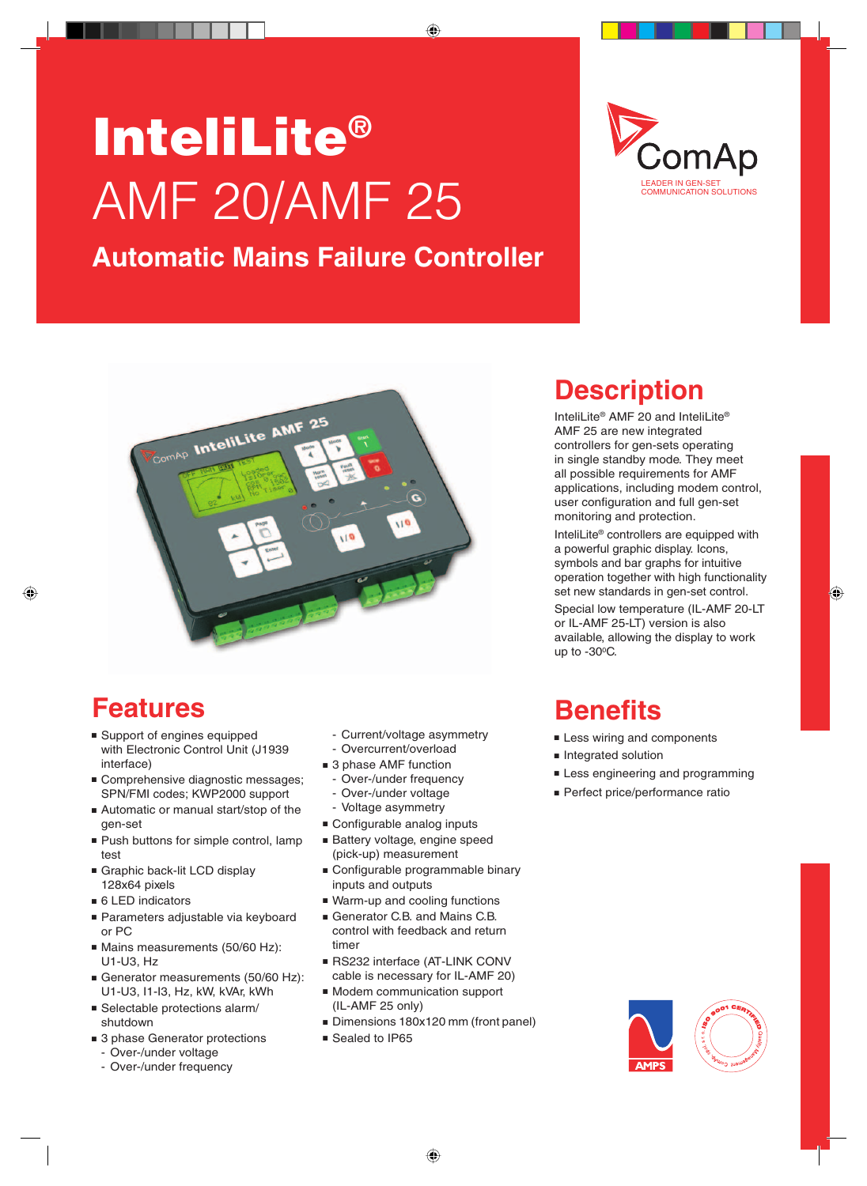# InteliLite®

# AMF 20/AMF 25

## Automatic Mains Failure Controller

ComAp
LEADER IN GEN-SET COMMUNICATION SOLUTIONS

## Description

InteliLite® AMF 20 and InteliLite® AMF 25 are new integrated controllers for gen-sets operating in single standby mode. They meet all possible requirements for AMF applications, including modem control, user configuration and full gen-set monitoring and protection.

InteliLite® controllers are equipped with a powerful graphic display. Icons, symbols and bar graphs for intuitive operation together with high functionality set new standards in gen-set control.

Special low temperature (IL-AMF 20-LT or IL-AMF 25-LT) version is also available, allowing the display to work up to -30°C.

## Features

- Support of engines equipped with Electronic Control Unit (J1939 interface)
- Comprehensive diagnostic messages; SPN/FMI codes; KWP2000 support
- Automatic or manual start/stop of the gen-set
- Push buttons for simple control, lamp test
- Graphic back-lit LCD display 128x64 pixels
- 6 LED indicators
- Parameters adjustable via keyboard or PC
- Mains measurements (50/60 Hz): U1-U3, Hz
- Generator measurements (50/60 Hz): U1-U3, I1-I3, Hz, kW, kVAr, kWh
- Selectable protections alarm/ shutdown
- 3 phase Generator protections
  - Over-/under voltage
  - Over-/under frequency
  - Current/voltage asymmetry
  - Overcurrent/overload
- 3 phase AMF function
  - Over-/under frequency
  - Over-/under voltage
  - Voltage asymmetry
- Configurable analog inputs
- Battery voltage, engine speed (pick-up) measurement
- Configurable programmable binary inputs and outputs
- Warm-up and cooling functions
- Generator C.B. and Mains C.B. control with feedback and return timer
- RS232 interface (AT-LINK CONV cable is necessary for IL-AMF 20)
- Modem communication support (IL-AMF 25 only)
- Dimensions 180x120 mm (front panel)
- Sealed to IP65

## Benefits

- Less wiring and components
- Integrated solution
- Less engineering and programming
- Perfect price/performance ratio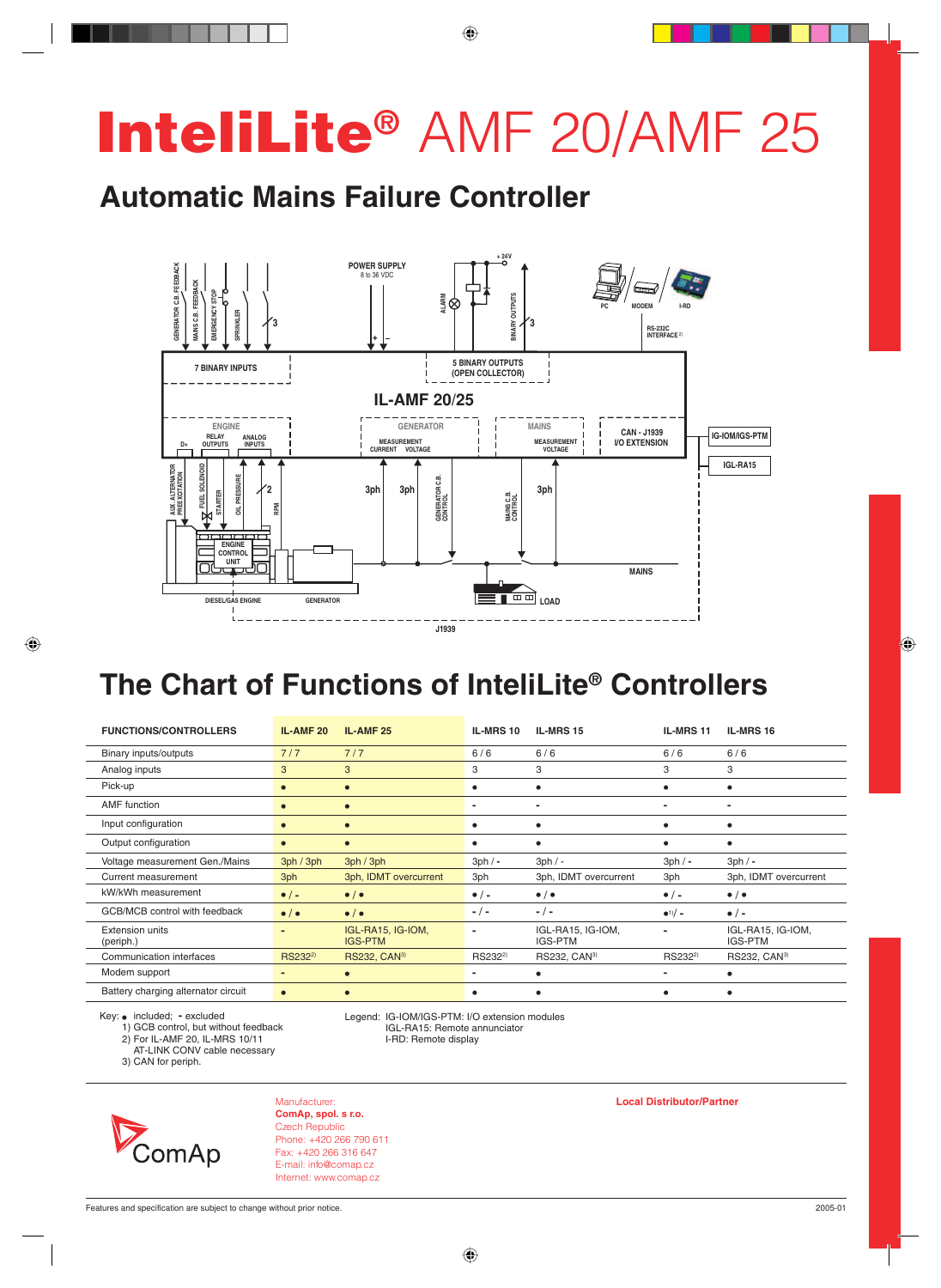# InteliLite® AMF 20/AMF 25

## Automatic Mains Failure Controller

GENERATOR C.B. FEEDBACK
MAINS C.B. FEEDBACK
EMERGENCY STOP
SPRINKLER
3
POWER SUPPLY
8 to 36 VDC
+ –
ALARM
+ 24V
BINARY OUTPUTS
3
PC
MODEM
I-RD
RS-232C INTERFACE 2)
7 BINARY INPUTS
5 BINARY OUTPUTS (OPEN COLLECTOR)
IL-AMF 20/25
ENGINE
D+
RELAY OUTPUTS
ANALOG INPUTS
GENERATOR
MEASUREMENT
CURRENT VOLTAGE
MAINS
MEASUREMENT
VOLTAGE
CAN - J1939
I/O EXTENSION
IG-IOM/IGS-PTM
IGL-RA15
AUX. ALTERNATOR PREEXCITATION
FUEL SOLENOID
STARTER
OIL PRESSURE
2
RPM
3ph
3ph
GENERATOR C.B. CONTROL
MAINS C.B. CONTROL
3ph
ENGINE CONTROL UNIT
DIESEL/GAS ENGINE
GENERATOR
MAINS
LOAD
J1939

## The Chart of Functions of InteliLite® Controllers

| FUNCTIONS/CONTROLLERS | IL-AMF 20 | IL-AMF 25 | IL-MRS 10 | IL-MRS 15 | IL-MRS 11 | IL-MRS 16 |
|---|---|---|---|---|---|---|
| Binary inputs/outputs | 7 / 7 | 7 / 7 | 6 / 6 | 6 / 6 | 6 / 6 | 6 / 6 |
| Analog inputs | 3 | 3 | 3 | 3 | 3 | 3 |
| Pick-up | • | • | • | • | • | • |
| AMF function | • | • | - | - | - | - |
| Input configuration | • | • | • | • | • | • |
| Output configuration | • | • | • | • | • | • |
| Voltage measurement Gen./Mains | 3ph / 3ph | 3ph / 3ph | 3ph / - | 3ph / - | 3ph / - | 3ph / - |
| Current measurement | 3ph | 3ph, IDMT overcurrent | 3ph | 3ph, IDMT overcurrent | 3ph | 3ph, IDMT overcurrent |
| kW/kWh measurement | • / - | • / • | • / - | • / • | • / - | • / • |
| GCB/MCB control with feedback | • / • | • / • | - / - | - / - | •[1] / - | • / - |
| Extension units (periph.) | - | IGL-RA15, IG-IOM, IGS-PTM | - | IGL-RA15, IG-IOM, IGS-PTM | - | IGL-RA15, IG-IOM, IGS-PTM |
| Communication interfaces | RS232[2] | RS232, CAN[3] | RS232[2] | RS232, CAN[3] | RS232[2] | RS232, CAN[3] |
| Modem support | - | • | - | • | - | • |
| Battery charging alternator circuit | • | • | • | • | • | • |

Key: • included; - excluded
1) GCB control, but without feedback
2) For IL-AMF 20, IL-MRS 10/11 AT-LINK CONV cable necessary
3) CAN for periph.

Legend: IG-IOM/IGS-PTM: I/O extension modules
IGL-RA15: Remote annunciator
I-RD: Remote display

ComAp

Manufacturer:
**ComAp, spol. s r.o.**
Czech Republic
Phone: +420 266 790 611
Fax: +420 266 316 647
E-mail: info@comap.cz
Internet: www.comap.cz

**Local Distributor/Partner**

Features and specification are subject to change without prior notice.

2005-01